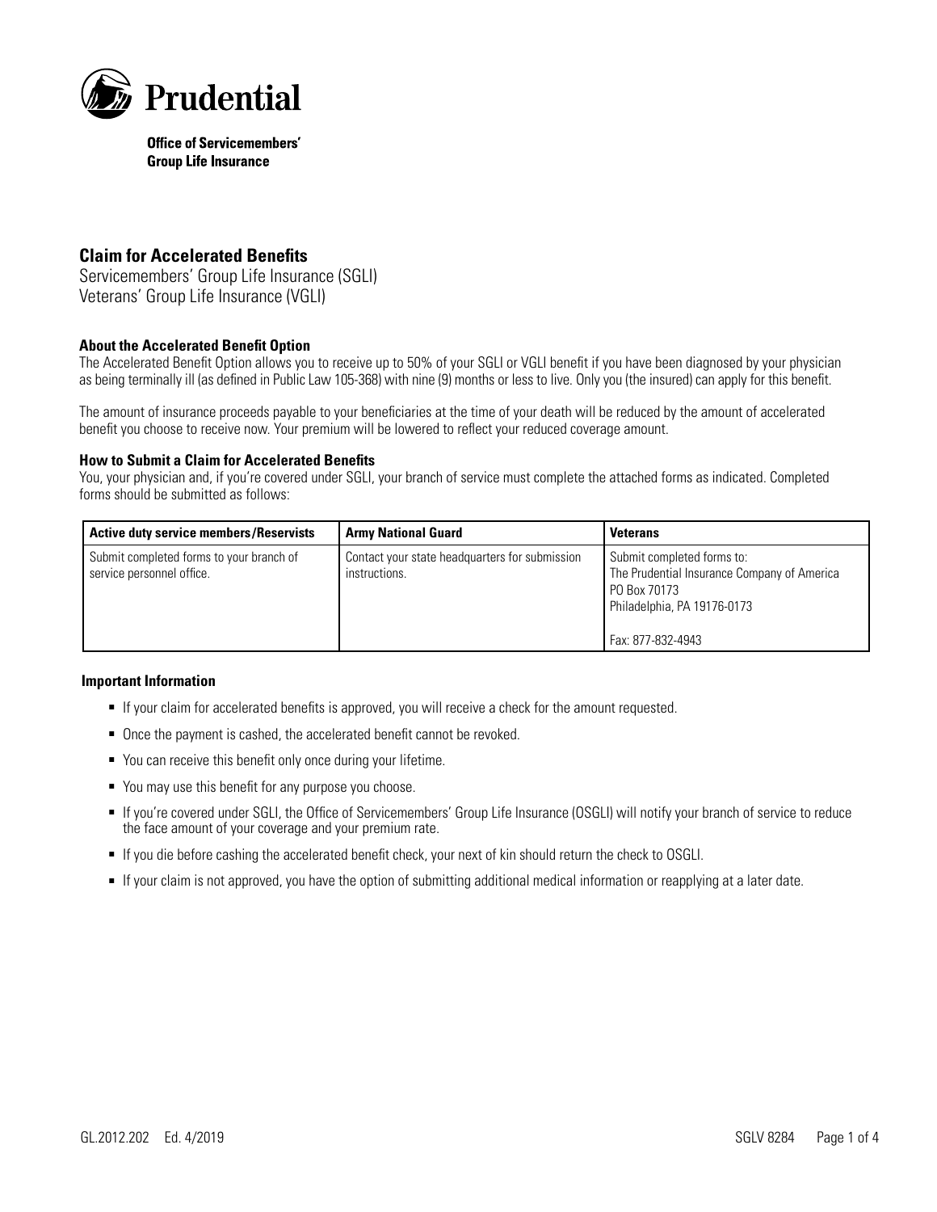**Prudential**

**Office of Servicemembers' Group Life Insurance**

## Claim for Accelerated Benefits

Servicemembers' Group Life Insurance (SGLI)
Veterans' Group Life Insurance (VGLI)

### About the Accelerated Benefit Option

The Accelerated Benefit Option allows you to receive up to 50% of your SGLI or VGLI benefit if you have been diagnosed by your physician as being terminally ill (as defined in Public Law 105-368) with nine (9) months or less to live. Only you (the insured) can apply for this benefit.

The amount of insurance proceeds payable to your beneficiaries at the time of your death will be reduced by the amount of accelerated benefit you choose to receive now. Your premium will be lowered to reflect your reduced coverage amount.

### How to Submit a Claim for Accelerated Benefits

You, your physician and, if you're covered under SGLI, your branch of service must complete the attached forms as indicated. Completed forms should be submitted as follows:

| Active duty service members/Reservists | Army National Guard | Veterans |
|---|---|---|
| Submit completed forms to your branch of service personnel office. | Contact your state headquarters for submission instructions. | Submit completed forms to:<br>The Prudential Insurance Company of America<br>PO Box 70173<br>Philadelphia, PA 19176-0173<br><br>Fax: 877-832-4943 |

### Important Information

- If your claim for accelerated benefits is approved, you will receive a check for the amount requested.
- Once the payment is cashed, the accelerated benefit cannot be revoked.
- You can receive this benefit only once during your lifetime.
- You may use this benefit for any purpose you choose.
- If you're covered under SGLI, the Office of Servicemembers' Group Life Insurance (OSGLI) will notify your branch of service to reduce the face amount of your coverage and your premium rate.
- If you die before cashing the accelerated benefit check, your next of kin should return the check to OSGLI.
- If your claim is not approved, you have the option of submitting additional medical information or reapplying at a later date.

GL.2012.202 Ed. 4/2019 SGLV 8284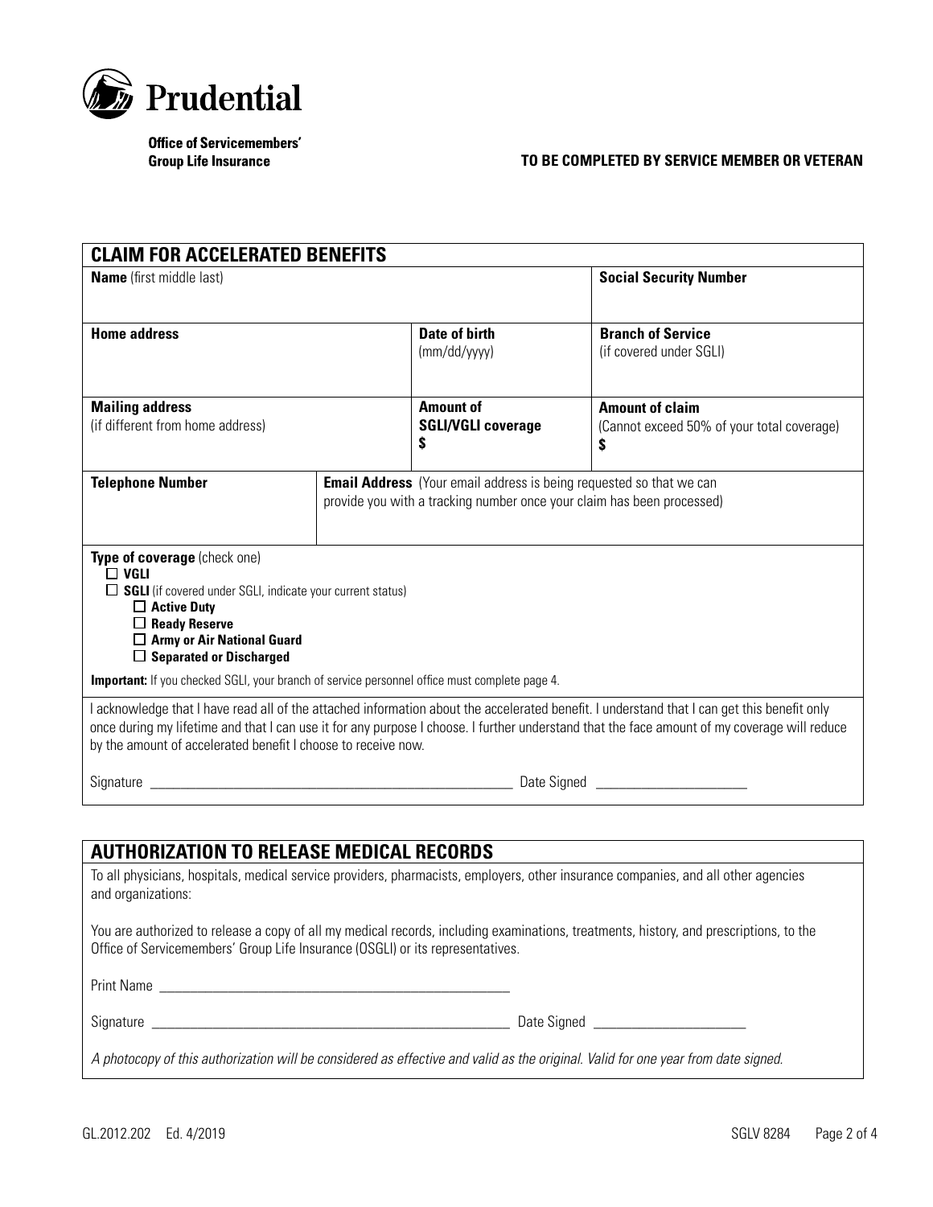**Prudential**

**Office of Servicemembers' Group Life Insurance**

**TO BE COMPLETED BY SERVICE MEMBER OR VETERAN**

## CLAIM FOR ACCELERATED BENEFITS

| **Name** (first middle last) | | | **Social Security Number** |
|---|---|---|---|
| **Home address** | | **Date of birth** (mm/dd/yyyy) | **Branch of Service** (if covered under SGLI) |
| **Mailing address** (if different from home address) | | **Amount of SGLI/VGLI coverage** $ | **Amount of claim** (Cannot exceed 50% of your total coverage) $ |
| **Telephone Number** | **Email Address** (Your email address is being requested so that we can provide you with a tracking number once your claim has been processed) | | |

**Type of coverage** (check one)

- ☐ **VGLI**
- ☐ **SGLI** (if covered under SGLI, indicate your current status)
  - ☐ **Active Duty**
  - ☐ **Ready Reserve**
  - ☐ **Army or Air National Guard**
  - ☐ **Separated or Discharged**

**Important:** If you checked SGLI, your branch of service personnel office must complete page 4.

I acknowledge that I have read all of the attached information about the accelerated benefit. I understand that I can get this benefit only once during my lifetime and that I can use it for any purpose I choose. I further understand that the face amount of my coverage will reduce by the amount of accelerated benefit I choose to receive now.

Signature ______________________________ Date Signed ____________________

## AUTHORIZATION TO RELEASE MEDICAL RECORDS

To all physicians, hospitals, medical service providers, pharmacists, employers, other insurance companies, and all other agencies and organizations:

You are authorized to release a copy of all my medical records, including examinations, treatments, history, and prescriptions, to the Office of Servicemembers' Group Life Insurance (OSGLI) or its representatives.

Print Name ______________________________

Signature ______________________________ Date Signed ____________________

*A photocopy of this authorization will be considered as effective and valid as the original. Valid for one year from date signed.*

GL.2012.202 Ed. 4/2019 SGLV 8284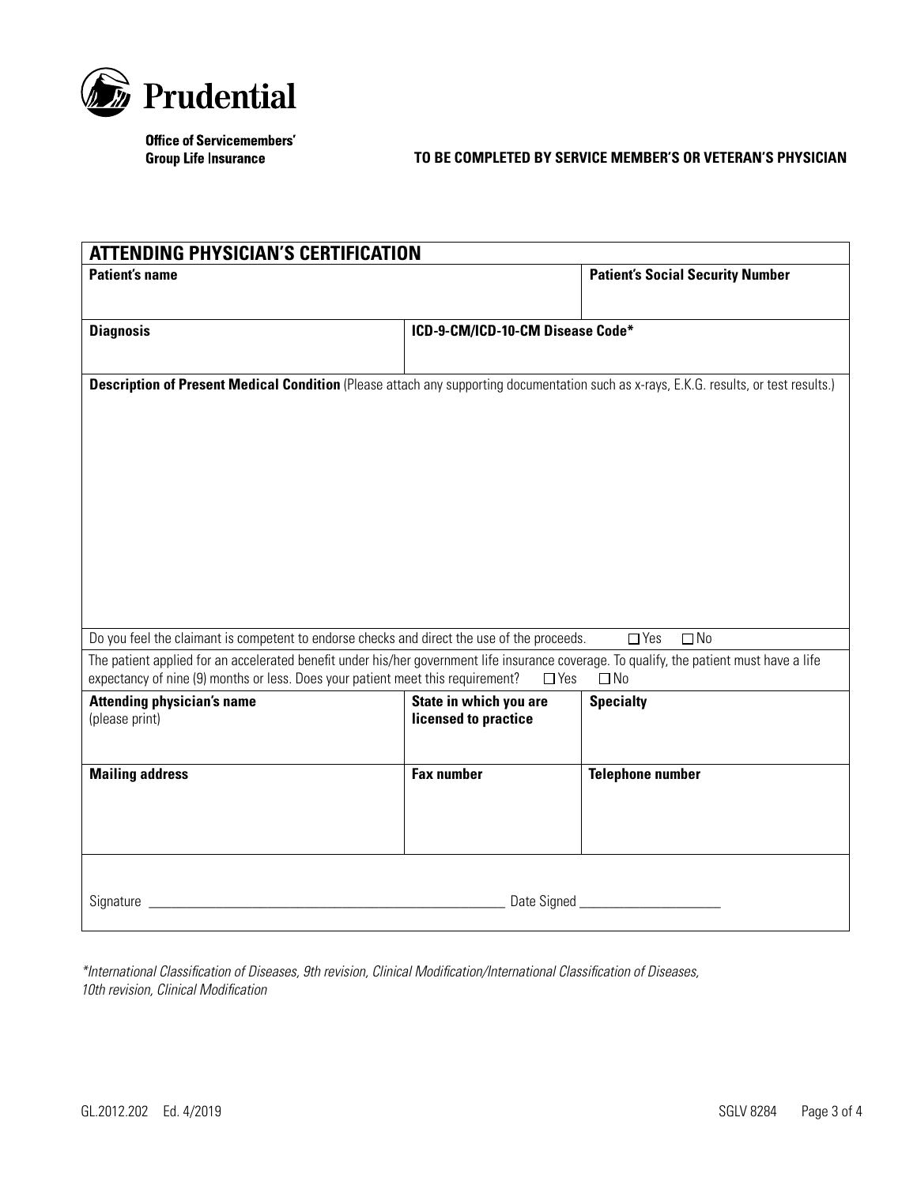Prudential

**Office of Servicemembers' Group Life Insurance**

**TO BE COMPLETED BY SERVICE MEMBER'S OR VETERAN'S PHYSICIAN**

## ATTENDING PHYSICIAN'S CERTIFICATION

| **Patient's name** | | **Patient's Social Security Number** |
|---|---|---|
| | | |

| **Diagnosis** | **ICD-9-CM/ICD-10-CM Disease Code*** |
|---|---|
| | |

**Description of Present Medical Condition** (Please attach any supporting documentation such as x-rays, E.K.G. results, or test results.)

Do you feel the claimant is competent to endorse checks and direct the use of the proceeds. ☐ Yes ☐ No

The patient applied for an accelerated benefit under his/her government life insurance coverage. To qualify, the patient must have a life expectancy of nine (9) months or less. Does your patient meet this requirement? ☐ Yes ☐ No

| **Attending physician's name** (please print) | **State in which you are licensed to practice** | **Specialty** |
|---|---|---|
| | | |
| **Mailing address** | **Fax number** | **Telephone number** |
| | | |

Signature ______________________________ Date Signed ____________________

*\*International Classification of Diseases, 9th revision, Clinical Modification/International Classification of Diseases, 10th revision, Clinical Modification*

GL.2012.202 Ed. 4/2019

SGLV 8284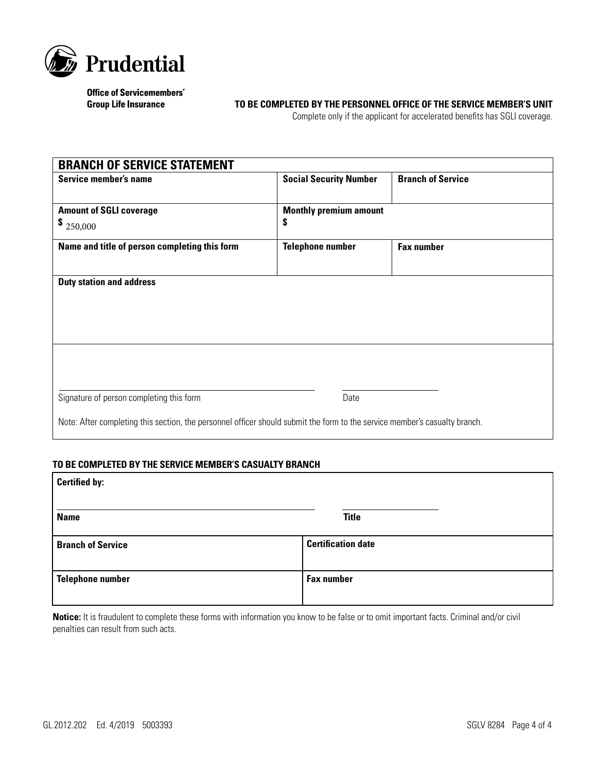Prudential

**Office of Servicemembers' Group Life Insurance**

**TO BE COMPLETED BY THE PERSONNEL OFFICE OF THE SERVICE MEMBER'S UNIT**

Complete only if the applicant for accelerated benefits has SGLI coverage.

## BRANCH OF SERVICE STATEMENT

| Service member's name | Social Security Number | Branch of Service |
|---|---|---|
| | | |

| Amount of SGLI coverage | Monthly premium amount |
|---|---|
| $ 250,000 | $ |

| Name and title of person completing this form | Telephone number | Fax number |
|---|---|---|
| | | |

**Duty station and address**

Signature of person completing this form ____________________ Date ____________

Note: After completing this section, the personnel officer should submit the form to the service member's casualty branch.

**TO BE COMPLETED BY THE SERVICE MEMBER'S CASUALTY BRANCH**

**Certified by:**

**Name** ____________________ **Title** ____________

| Branch of Service | Certification date |
|---|---|
| | |
| **Telephone number** | **Fax number** |
| | |

**Notice:** It is fraudulent to complete these forms with information you know to be false or to omit important facts. Criminal and/or civil penalties can result from such acts.

GL.2012.202 Ed. 4/2019 5003393

SGLV 8284